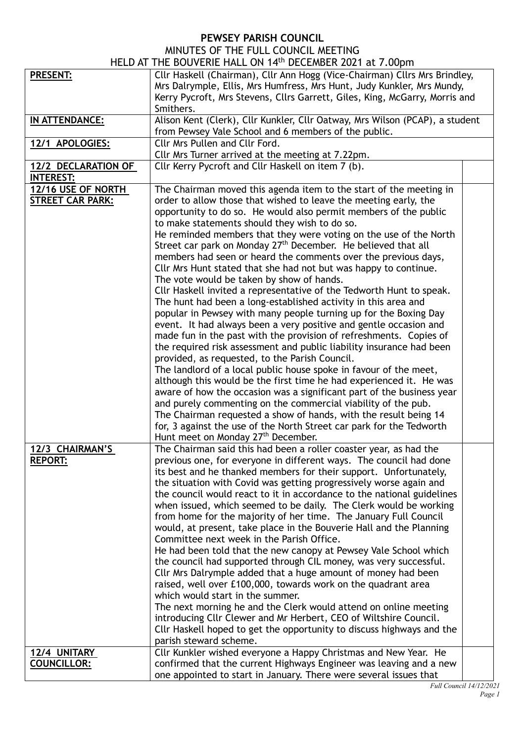# PEWSEY PARISH COUNCIL

## MINUTES OF THE FULL COUNCIL MEETING
## HELD AT THE BOUVERIE HALL ON 14th DECEMBER 2021 at 7.00pm

| | | |
|---|---|---|
| **PRESENT:** | Cllr Haskell (Chairman), Cllr Ann Hogg (Vice-Chairman) Cllrs Mrs Brindley, Mrs Dalrymple, Ellis, Mrs Humfress, Mrs Hunt, Judy Kunkler, Mrs Mundy, Kerry Pycroft, Mrs Stevens, Cllrs Garrett, Giles, King, McGarry, Morris and Smithers. | |
| **IN ATTENDANCE:** | Alison Kent (Clerk), Cllr Kunkler, Cllr Oatway, Mrs Wilson (PCAP), a student from Pewsey Vale School and 6 members of the public. | |
| **12/1 APOLOGIES:** | Cllr Mrs Pullen and Cllr Ford.<br>Cllr Mrs Turner arrived at the meeting at 7.22pm. | |
| **12/2 DECLARATION OF INTEREST:** | Cllr Kerry Pycroft and Cllr Haskell on item 7 (b). | |
| **12/16 USE OF NORTH STREET CAR PARK:** | The Chairman moved this agenda item to the start of the meeting in order to allow those that wished to leave the meeting early, the opportunity to do so. He would also permit members of the public to make statements should they wish to do so.<br>He reminded members that they were voting on the use of the North Street car park on Monday 27th December. He believed that all members had seen or heard the comments over the previous days, Cllr Mrs Hunt stated that she had not but was happy to continue. The vote would be taken by show of hands.<br>Cllr Haskell invited a representative of the Tedworth Hunt to speak. The hunt had been a long-established activity in this area and popular in Pewsey with many people turning up for the Boxing Day event. It had always been a very positive and gentle occasion and made fun in the past with the provision of refreshments. Copies of the required risk assessment and public liability insurance had been provided, as requested, to the Parish Council.<br>The landlord of a local public house spoke in favour of the meet, although this would be the first time he had experienced it. He was aware of how the occasion was a significant part of the business year and purely commenting on the commercial viability of the pub.<br>The Chairman requested a show of hands, with the result being 14 for, 3 against the use of the North Street car park for the Tedworth Hunt meet on Monday 27th December. | |
| **12/3 CHAIRMAN'S REPORT:** | The Chairman said this had been a roller coaster year, as had the previous one, for everyone in different ways. The council had done its best and he thanked members for their support. Unfortunately, the situation with Covid was getting progressively worse again and the council would react to it in accordance to the national guidelines when issued, which seemed to be daily. The Clerk would be working from home for the majority of her time. The January Full Council would, at present, take place in the Bouverie Hall and the Planning Committee next week in the Parish Office.<br>He had been told that the new canopy at Pewsey Vale School which the council had supported through CIL money, was very successful. Cllr Mrs Dalrymple added that a huge amount of money had been raised, well over £100,000, towards work on the quadrant area which would start in the summer.<br>The next morning he and the Clerk would attend on online meeting introducing Cllr Clewer and Mr Herbert, CEO of Wiltshire Council. Cllr Haskell hoped to get the opportunity to discuss highways and the parish steward scheme. | |
| **12/4 UNITARY COUNCILLOR:** | Cllr Kunkler wished everyone a Happy Christmas and New Year. He confirmed that the current Highways Engineer was leaving and a new one appointed to start in January. There were several issues that | |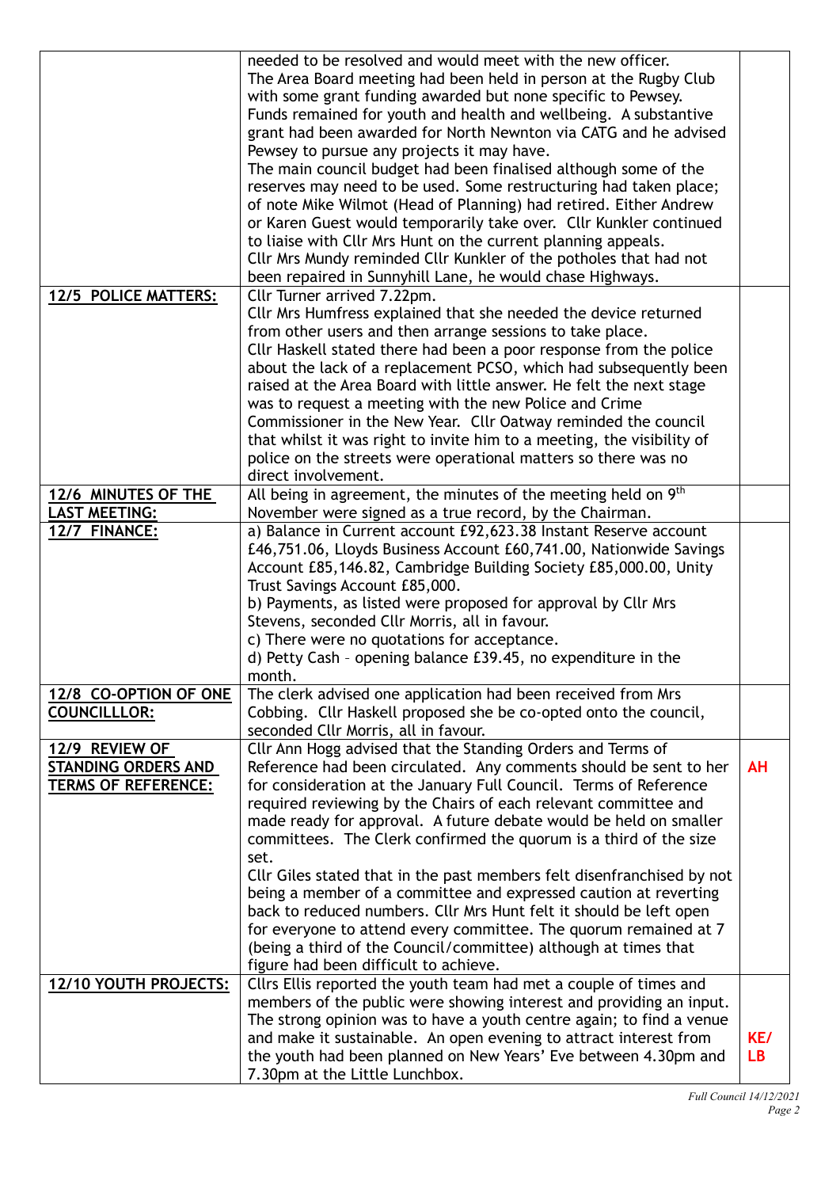| | | |
|---|---|---|
| | needed to be resolved and would meet with the new officer. The Area Board meeting had been held in person at the Rugby Club with some grant funding awarded but none specific to Pewsey. Funds remained for youth and health and wellbeing. A substantive grant had been awarded for North Newnton via CATG and he advised Pewsey to pursue any projects it may have. The main council budget had been finalised although some of the reserves may need to be used. Some restructuring had taken place; of note Mike Wilmot (Head of Planning) had retired. Either Andrew or Karen Guest would temporarily take over. Cllr Kunkler continued to liaise with Cllr Mrs Hunt on the current planning appeals. Cllr Mrs Mundy reminded Cllr Kunkler of the potholes that had not been repaired in Sunnyhill Lane, he would chase Highways. | |
| **12/5 POLICE MATTERS:** | Cllr Turner arrived 7.22pm. Cllr Mrs Humfress explained that she needed the device returned from other users and then arrange sessions to take place. Cllr Haskell stated there had been a poor response from the police about the lack of a replacement PCSO, which had subsequently been raised at the Area Board with little answer. He felt the next stage was to request a meeting with the new Police and Crime Commissioner in the New Year. Cllr Oatway reminded the council that whilst it was right to invite him to a meeting, the visibility of police on the streets were operational matters so there was no direct involvement. | |
| **12/6 MINUTES OF THE LAST MEETING:** | All being in agreement, the minutes of the meeting held on 9th November were signed as a true record, by the Chairman. | |
| **12/7 FINANCE:** | a) Balance in Current account £92,623.38 Instant Reserve account £46,751.06, Lloyds Business Account £60,741.00, Nationwide Savings Account £85,146.82, Cambridge Building Society £85,000.00, Unity Trust Savings Account £85,000.<br>b) Payments, as listed were proposed for approval by Cllr Mrs Stevens, seconded Cllr Morris, all in favour.<br>c) There were no quotations for acceptance.<br>d) Petty Cash – opening balance £39.45, no expenditure in the month. | |
| **12/8 CO-OPTION OF ONE COUNCILLLOR:** | The clerk advised one application had been received from Mrs Cobbing. Cllr Haskell proposed she be co-opted onto the council, seconded Cllr Morris, all in favour. | |
| **12/9 REVIEW OF STANDING ORDERS AND TERMS OF REFERENCE:** | Cllr Ann Hogg advised that the Standing Orders and Terms of Reference had been circulated. Any comments should be sent to her for consideration at the January Full Council. Terms of Reference required reviewing by the Chairs of each relevant committee and made ready for approval. A future debate would be held on smaller committees. The Clerk confirmed the quorum is a third of the size set.<br>Cllr Giles stated that in the past members felt disenfranchised by not being a member of a committee and expressed caution at reverting back to reduced numbers. Cllr Mrs Hunt felt it should be left open for everyone to attend every committee. The quorum remained at 7 (being a third of the Council/committee) although at times that figure had been difficult to achieve. | **AH** |
| **12/10 YOUTH PROJECTS:** | Cllrs Ellis reported the youth team had met a couple of times and members of the public were showing interest and providing an input. The strong opinion was to have a youth centre again; to find a venue and make it sustainable. An open evening to attract interest from the youth had been planned on New Years' Eve between 4.30pm and 7.30pm at the Little Lunchbox. | **KE/ LB** |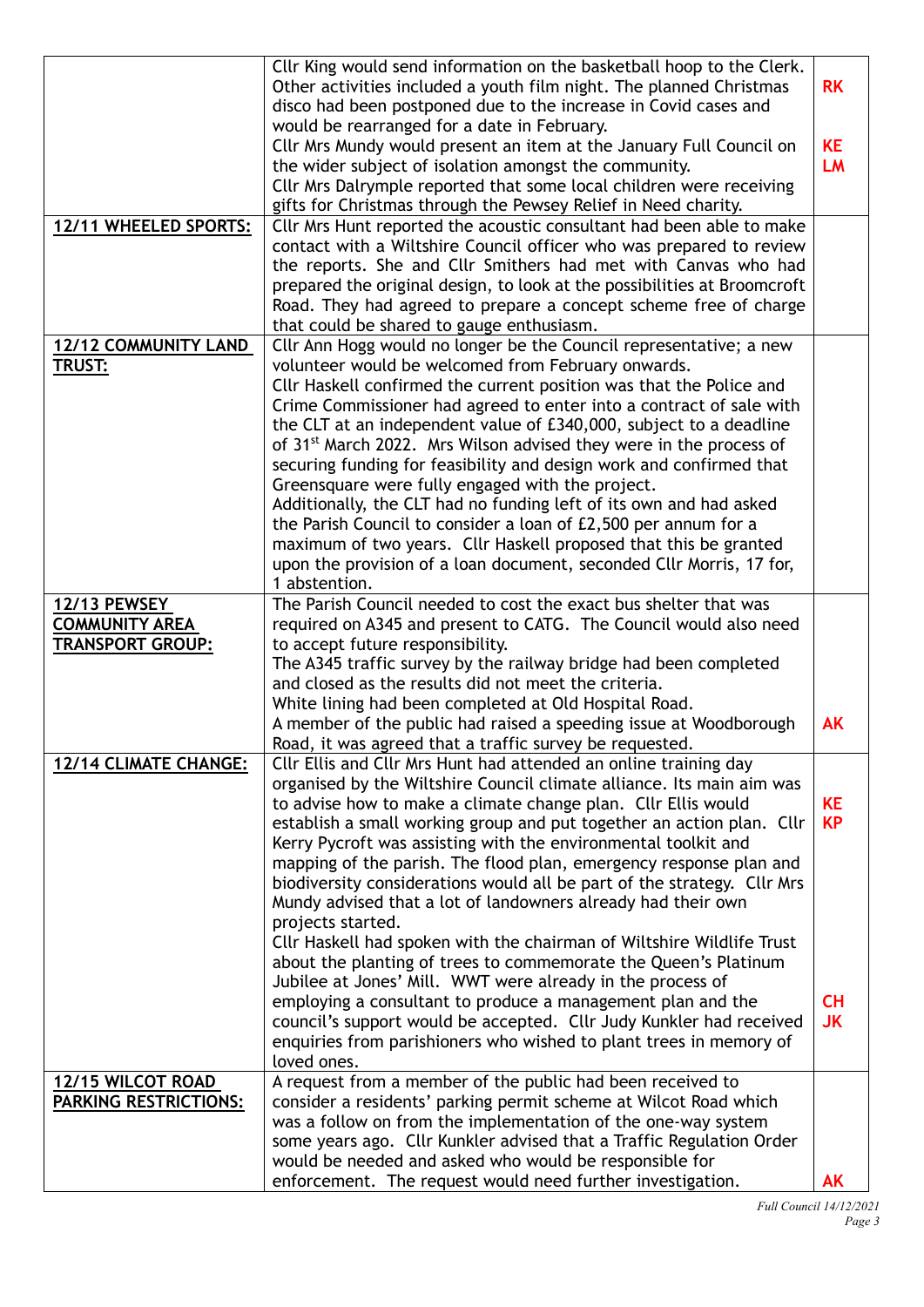| | | |
|---|---|---|
| | Cllr King would send information on the basketball hoop to the Clerk. Other activities included a youth film night. The planned Christmas disco had been postponed due to the increase in Covid cases and would be rearranged for a date in February.<br>Cllr Mrs Mundy would present an item at the January Full Council on the wider subject of isolation amongst the community.<br>Cllr Mrs Dalrymple reported that some local children were receiving gifts for Christmas through the Pewsey Relief in Need charity. | **RK**<br><br>**KE**<br>**LM** |
| **12/11 WHEELED SPORTS:** | Cllr Mrs Hunt reported the acoustic consultant had been able to make contact with a Wiltshire Council officer who was prepared to review the reports. She and Cllr Smithers had met with Canvas who had prepared the original design, to look at the possibilities at Broomcroft Road. They had agreed to prepare a concept scheme free of charge that could be shared to gauge enthusiasm. | |
| **12/12 COMMUNITY LAND TRUST:** | Cllr Ann Hogg would no longer be the Council representative; a new volunteer would be welcomed from February onwards.<br>Cllr Haskell confirmed the current position was that the Police and Crime Commissioner had agreed to enter into a contract of sale with the CLT at an independent value of £340,000, subject to a deadline of 31st March 2022. Mrs Wilson advised they were in the process of securing funding for feasibility and design work and confirmed that Greensquare were fully engaged with the project.<br>Additionally, the CLT had no funding left of its own and had asked the Parish Council to consider a loan of £2,500 per annum for a maximum of two years. Cllr Haskell proposed that this be granted upon the provision of a loan document, seconded Cllr Morris, 17 for, 1 abstention. | |
| **12/13 PEWSEY COMMUNITY AREA TRANSPORT GROUP:** | The Parish Council needed to cost the exact bus shelter that was required on A345 and present to CATG. The Council would also need to accept future responsibility.<br>The A345 traffic survey by the railway bridge had been completed and closed as the results did not meet the criteria.<br>White lining had been completed at Old Hospital Road.<br>A member of the public had raised a speeding issue at Woodborough Road, it was agreed that a traffic survey be requested. | <br><br><br><br>**AK** |
| **12/14 CLIMATE CHANGE:** | Cllr Ellis and Cllr Mrs Hunt had attended an online training day organised by the Wiltshire Council climate alliance. Its main aim was to advise how to make a climate change plan. Cllr Ellis would establish a small working group and put together an action plan. Cllr Kerry Pycroft was assisting with the environmental toolkit and mapping of the parish. The flood plan, emergency response plan and biodiversity considerations would all be part of the strategy. Cllr Mrs Mundy advised that a lot of landowners already had their own projects started.<br>Cllr Haskell had spoken with the chairman of Wiltshire Wildlife Trust about the planting of trees to commemorate the Queen's Platinum Jubilee at Jones' Mill. WWT were already in the process of employing a consultant to produce a management plan and the council's support would be accepted. Cllr Judy Kunkler had received enquiries from parishioners who wished to plant trees in memory of loved ones. | **KE**<br>**KP**<br><br><br><br>**CH**<br>**JK** |
| **12/15 WILCOT ROAD PARKING RESTRICTIONS:** | A request from a member of the public had been received to consider a residents' parking permit scheme at Wilcot Road which was a follow on from the implementation of the one-way system some years ago. Cllr Kunkler advised that a Traffic Regulation Order would be needed and asked who would be responsible for enforcement. The request would need further investigation. | <br><br><br><br>**AK** |

*Full Council 14/12/2021*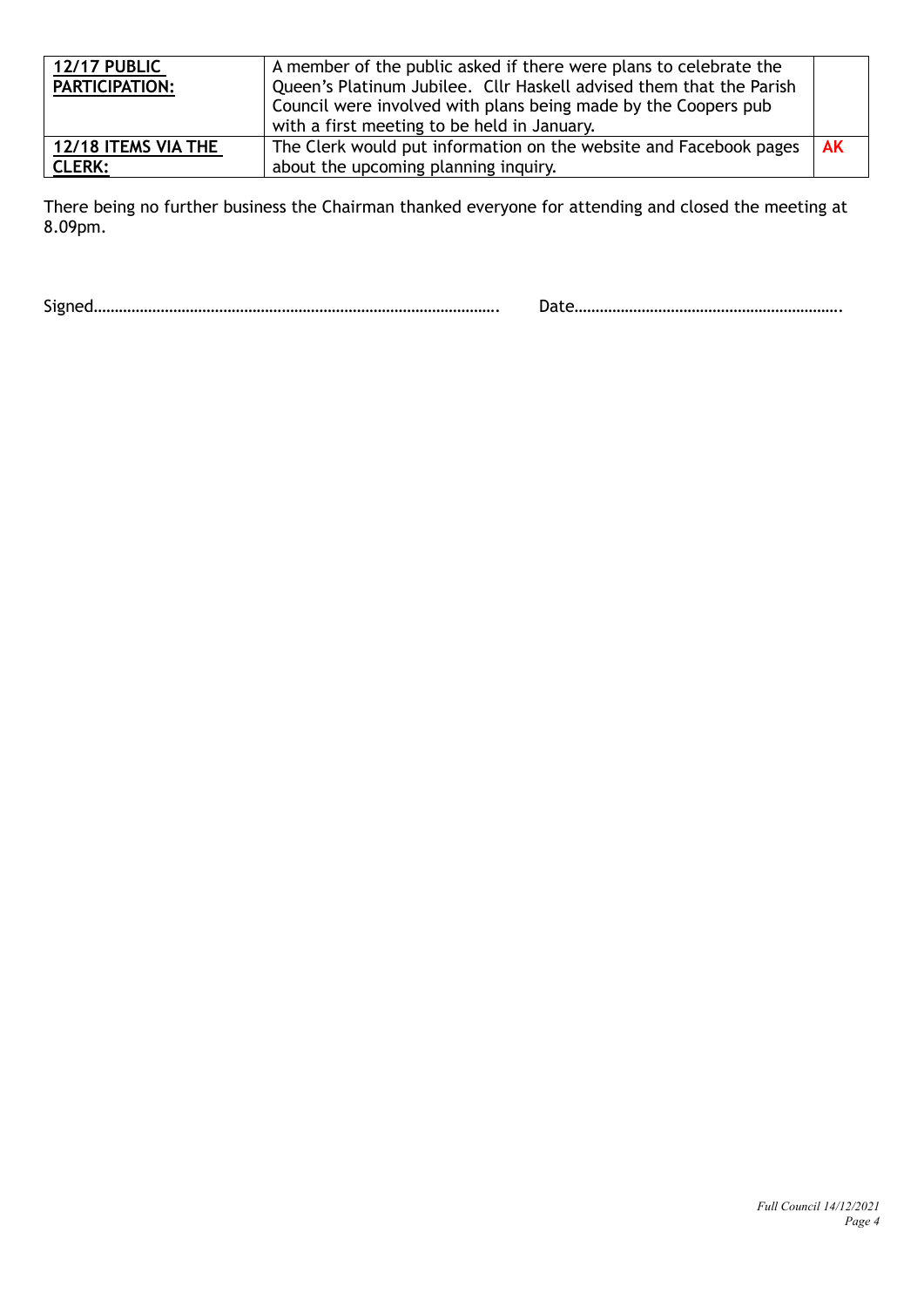| | | |
|---|---|---|
| **12/17 PUBLIC PARTICIPATION:** | A member of the public asked if there were plans to celebrate the Queen's Platinum Jubilee. Cllr Haskell advised them that the Parish Council were involved with plans being made by the Coopers pub with a first meeting to be held in January. | |
| **12/18 ITEMS VIA THE CLERK:** | The Clerk would put information on the website and Facebook pages about the upcoming planning inquiry. | **AK** |

There being no further business the Chairman thanked everyone for attending and closed the meeting at 8.09pm.

Signed………………………………………………………………………………… Date……………………………………………………….